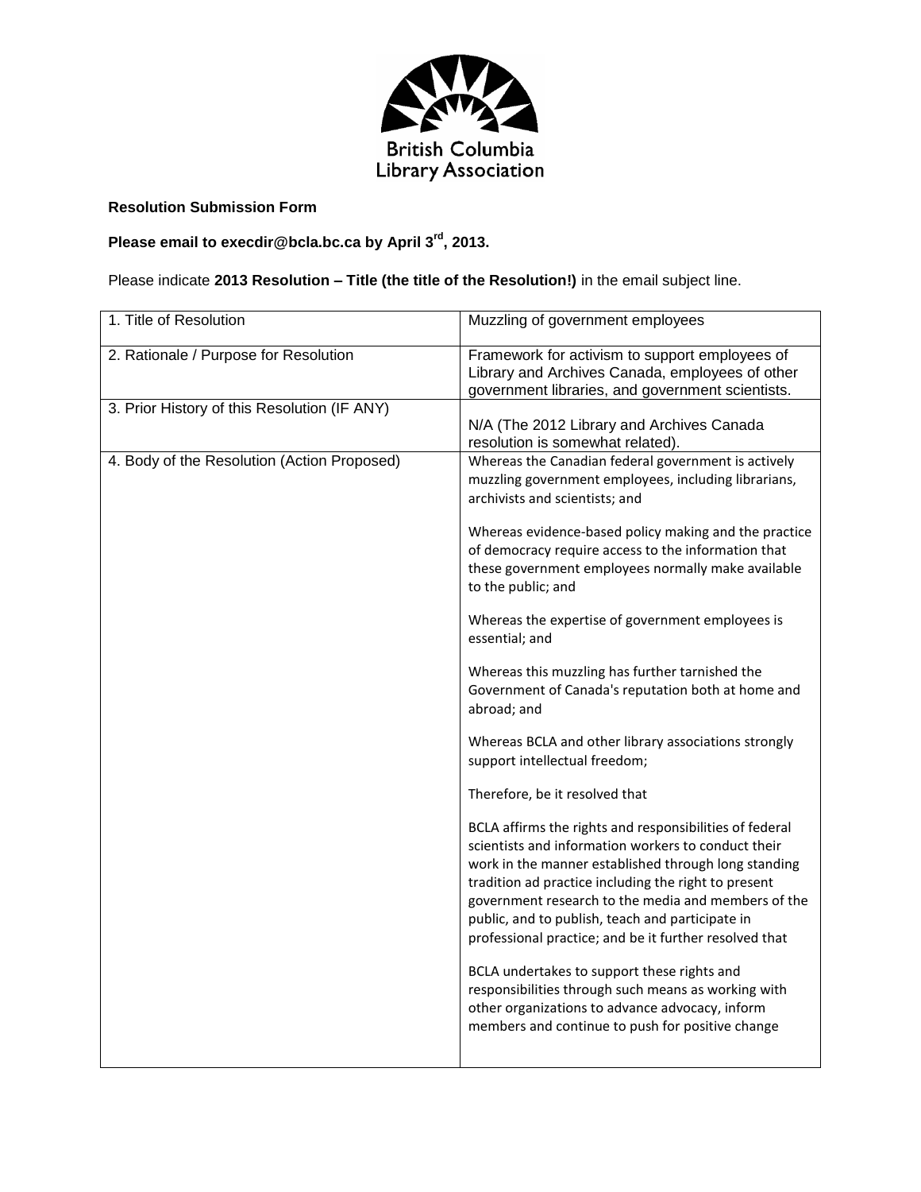British Columbia Library Association

**Resolution Submission Form**

**Please email to execdir@bcla.bc.ca by April 3rd, 2013.**

Please indicate **2013 Resolution – Title (the title of the Resolution!)** in the email subject line.

| 1. Title of Resolution | Muzzling of government employees |
|---|---|
| 2. Rationale / Purpose for Resolution | Framework for activism to support employees of Library and Archives Canada, employees of other government libraries, and government scientists. |
| 3. Prior History of this Resolution (IF ANY) | N/A (The 2012 Library and Archives Canada resolution is somewhat related). |
| 4. Body of the Resolution (Action Proposed) | Whereas the Canadian federal government is actively muzzling government employees, including librarians, archivists and scientists; and<br><br>Whereas evidence-based policy making and the practice of democracy require access to the information that these government employees normally make available to the public; and<br><br>Whereas the expertise of government employees is essential; and<br><br>Whereas this muzzling has further tarnished the Government of Canada's reputation both at home and abroad; and<br><br>Whereas BCLA and other library associations strongly support intellectual freedom;<br><br>Therefore, be it resolved that<br><br>BCLA affirms the rights and responsibilities of federal scientists and information workers to conduct their work in the manner established through long standing tradition ad practice including the right to present government research to the media and members of the public, and to publish, teach and participate in professional practice; and be it further resolved that<br><br>BCLA undertakes to support these rights and responsibilities through such means as working with other organizations to advance advocacy, inform members and continue to push for positive change |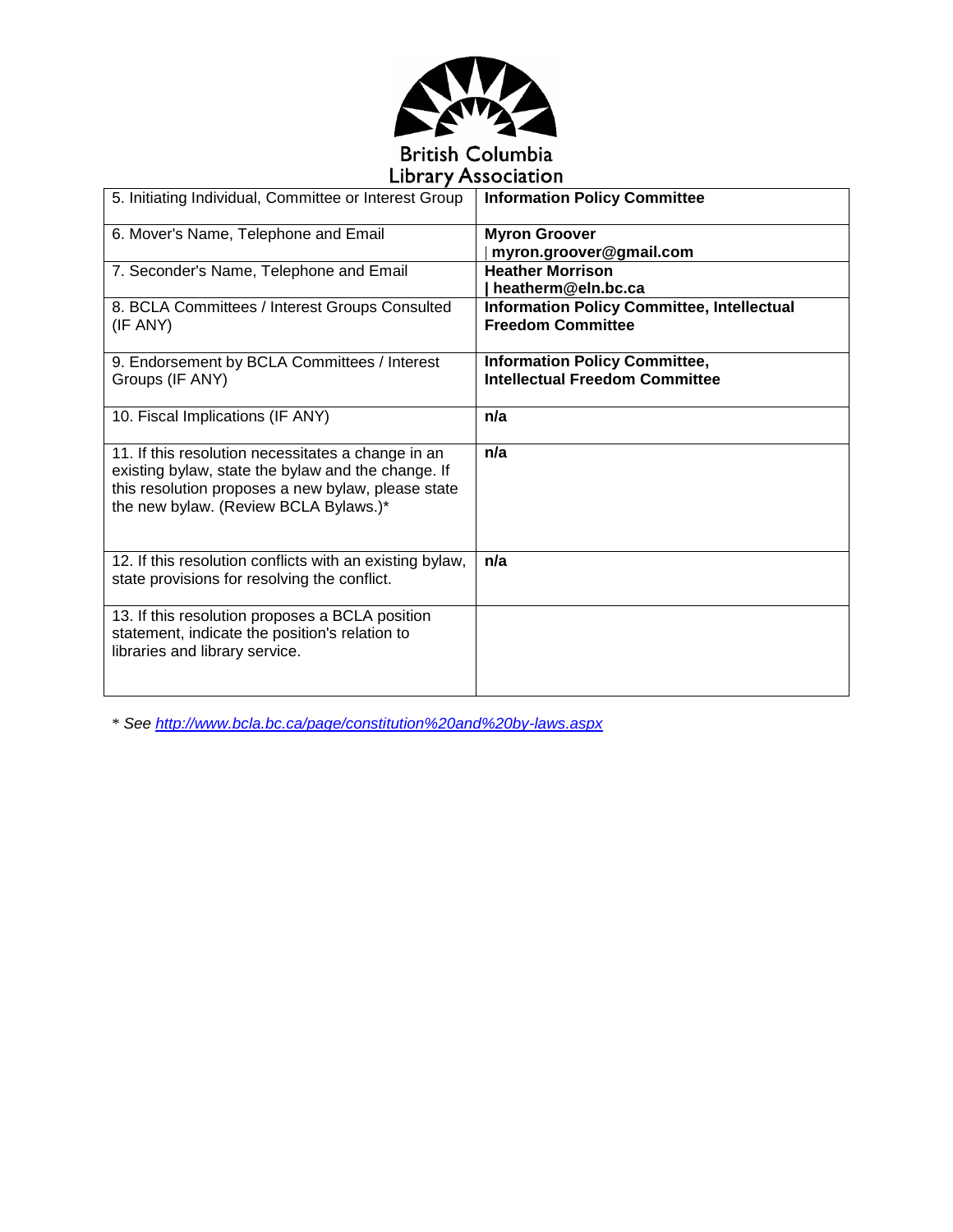British Columbia Library Association

| | |
|---|---|
| 5. Initiating Individual, Committee or Interest Group | **Information Policy Committee** |
| 6. Mover's Name, Telephone and Email | **Myron Groover** <br> \| **myron.groover@gmail.com** |
| 7. Seconder's Name, Telephone and Email | **Heather Morrison** <br> **\| heatherm@eln.bc.ca** |
| 8. BCLA Committees / Interest Groups Consulted (IF ANY) | **Information Policy Committee, Intellectual Freedom Committee** |
| 9. Endorsement by BCLA Committees / Interest Groups (IF ANY) | **Information Policy Committee, Intellectual Freedom Committee** |
| 10. Fiscal Implications (IF ANY) | **n/a** |
| 11. If this resolution necessitates a change in an existing bylaw, state the bylaw and the change. If this resolution proposes a new bylaw, please state the new bylaw. (Review BCLA Bylaws.)* | **n/a** |
| 12. If this resolution conflicts with an existing bylaw, state provisions for resolving the conflict. | **n/a** |
| 13. If this resolution proposes a BCLA position statement, indicate the position's relation to libraries and library service. | |

*\* See [http://www.bcla.bc.ca/page/constitution%20and%20by-laws.aspx](http://www.bcla.bc.ca/page/constitution%20and%20by-laws.aspx)*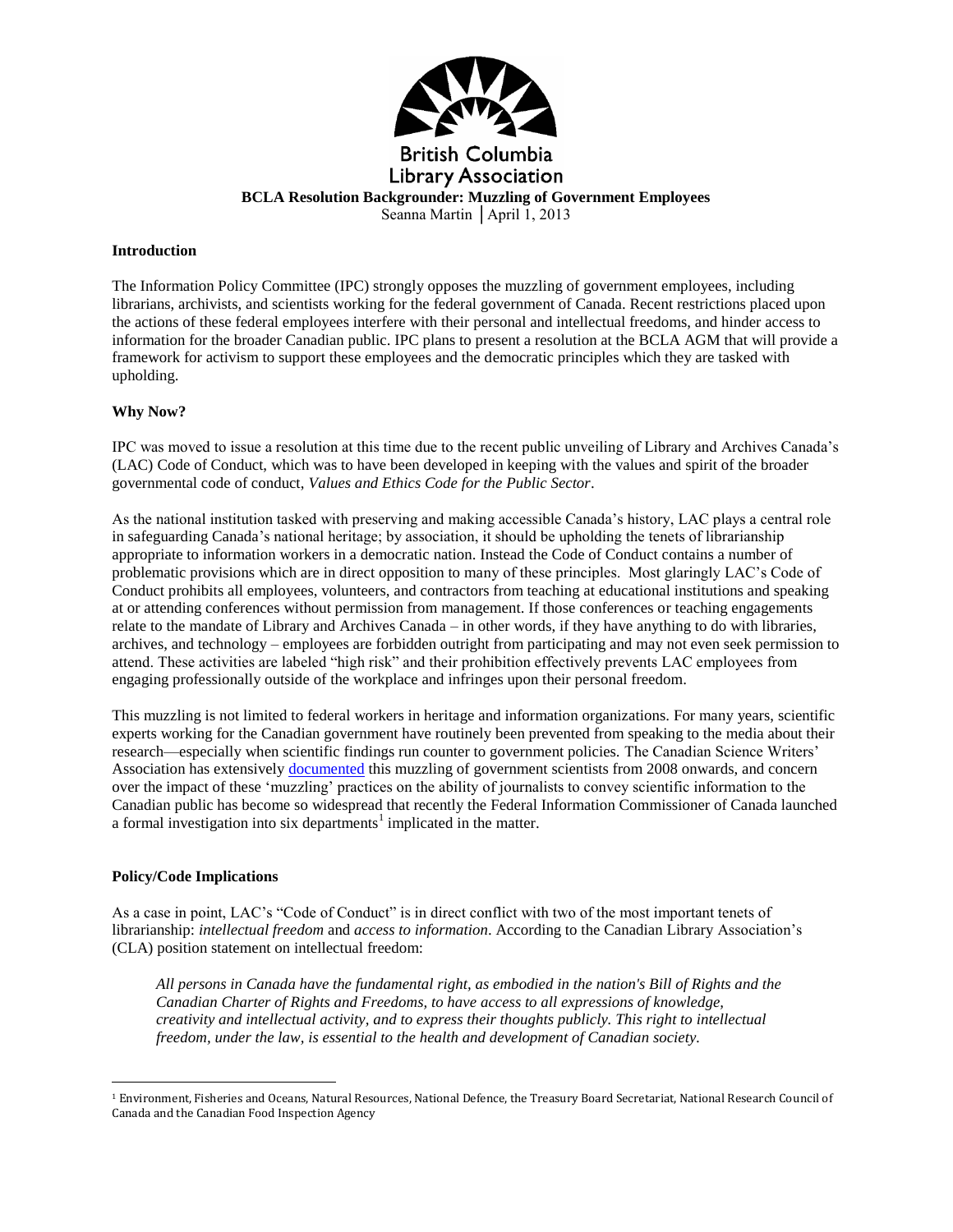British Columbia
Library Association

**BCLA Resolution Backgrounder: Muzzling of Government Employees**

Seanna Martin │April 1, 2013

### Introduction

The Information Policy Committee (IPC) strongly opposes the muzzling of government employees, including librarians, archivists, and scientists working for the federal government of Canada. Recent restrictions placed upon the actions of these federal employees interfere with their personal and intellectual freedoms, and hinder access to information for the broader Canadian public. IPC plans to present a resolution at the BCLA AGM that will provide a framework for activism to support these employees and the democratic principles which they are tasked with upholding.

### Why Now?

IPC was moved to issue a resolution at this time due to the recent public unveiling of Library and Archives Canada's (LAC) Code of Conduct, which was to have been developed in keeping with the values and spirit of the broader governmental code of conduct, *Values and Ethics Code for the Public Sector*.

As the national institution tasked with preserving and making accessible Canada's history, LAC plays a central role in safeguarding Canada's national heritage; by association, it should be upholding the tenets of librarianship appropriate to information workers in a democratic nation. Instead the Code of Conduct contains a number of problematic provisions which are in direct opposition to many of these principles. Most glaringly LAC's Code of Conduct prohibits all employees, volunteers, and contractors from teaching at educational institutions and speaking at or attending conferences without permission from management. If those conferences or teaching engagements relate to the mandate of Library and Archives Canada – in other words, if they have anything to do with libraries, archives, and technology – employees are forbidden outright from participating and may not even seek permission to attend. These activities are labeled "high risk" and their prohibition effectively prevents LAC employees from engaging professionally outside of the workplace and infringes upon their personal freedom.

This muzzling is not limited to federal workers in heritage and information organizations. For many years, scientific experts working for the Canadian government have routinely been prevented from speaking to the media about their research—especially when scientific findings run counter to government policies. The Canadian Science Writers' Association has extensively documented this muzzling of government scientists from 2008 onwards, and concern over the impact of these 'muzzling' practices on the ability of journalists to convey scientific information to the Canadian public has become so widespread that recently the Federal Information Commissioner of Canada launched a formal investigation into six departments[1] implicated in the matter.

### Policy/Code Implications

As a case in point, LAC's "Code of Conduct" is in direct conflict with two of the most important tenets of librarianship: *intellectual freedom* and *access to information*. According to the Canadian Library Association's (CLA) position statement on intellectual freedom:

> *All persons in Canada have the fundamental right, as embodied in the nation's Bill of Rights and the Canadian Charter of Rights and Freedoms, to have access to all expressions of knowledge, creativity and intellectual activity, and to express their thoughts publicly. This right to intellectual freedom, under the law, is essential to the health and development of Canadian society.*

---

[1] Environment, Fisheries and Oceans, Natural Resources, National Defence, the Treasury Board Secretariat, National Research Council of Canada and the Canadian Food Inspection Agency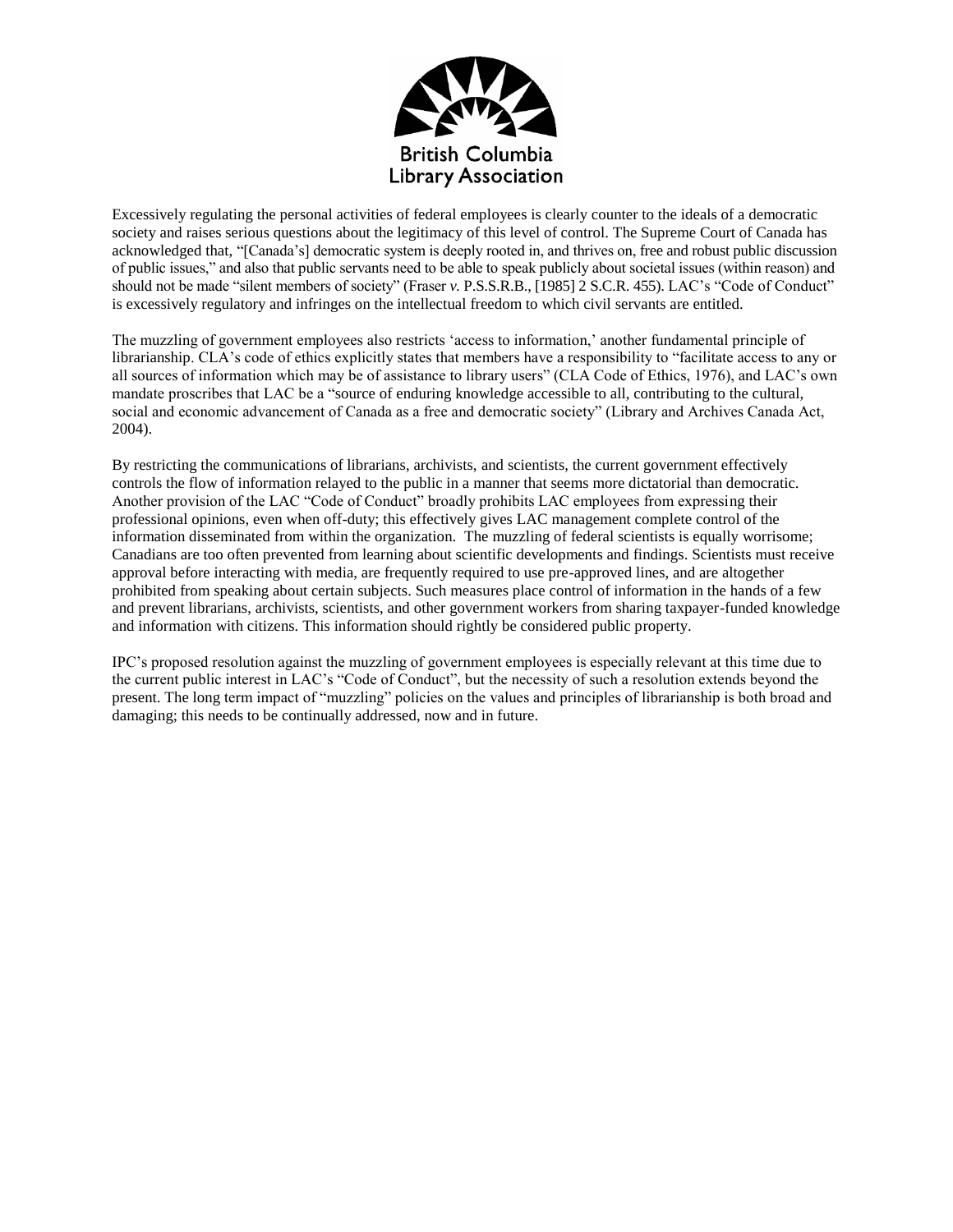British Columbia Library Association

Excessively regulating the personal activities of federal employees is clearly counter to the ideals of a democratic society and raises serious questions about the legitimacy of this level of control. The Supreme Court of Canada has acknowledged that, "[Canada's] democratic system is deeply rooted in, and thrives on, free and robust public discussion of public issues," and also that public servants need to be able to speak publicly about societal issues (within reason) and should not be made "silent members of society" (Fraser *v.* P.S.S.R.B., [1985] 2 S.C.R. 455). LAC's "Code of Conduct" is excessively regulatory and infringes on the intellectual freedom to which civil servants are entitled.

The muzzling of government employees also restricts 'access to information,' another fundamental principle of librarianship. CLA's code of ethics explicitly states that members have a responsibility to "facilitate access to any or all sources of information which may be of assistance to library users" (CLA Code of Ethics, 1976), and LAC's own mandate proscribes that LAC be a "source of enduring knowledge accessible to all, contributing to the cultural, social and economic advancement of Canada as a free and democratic society" (Library and Archives Canada Act, 2004).

By restricting the communications of librarians, archivists, and scientists, the current government effectively controls the flow of information relayed to the public in a manner that seems more dictatorial than democratic. Another provision of the LAC "Code of Conduct" broadly prohibits LAC employees from expressing their professional opinions, even when off-duty; this effectively gives LAC management complete control of the information disseminated from within the organization. The muzzling of federal scientists is equally worrisome; Canadians are too often prevented from learning about scientific developments and findings. Scientists must receive approval before interacting with media, are frequently required to use pre-approved lines, and are altogether prohibited from speaking about certain subjects. Such measures place control of information in the hands of a few and prevent librarians, archivists, scientists, and other government workers from sharing taxpayer-funded knowledge and information with citizens. This information should rightly be considered public property.

IPC's proposed resolution against the muzzling of government employees is especially relevant at this time due to the current public interest in LAC's "Code of Conduct", but the necessity of such a resolution extends beyond the present. The long term impact of "muzzling" policies on the values and principles of librarianship is both broad and damaging; this needs to be continually addressed, now and in future.